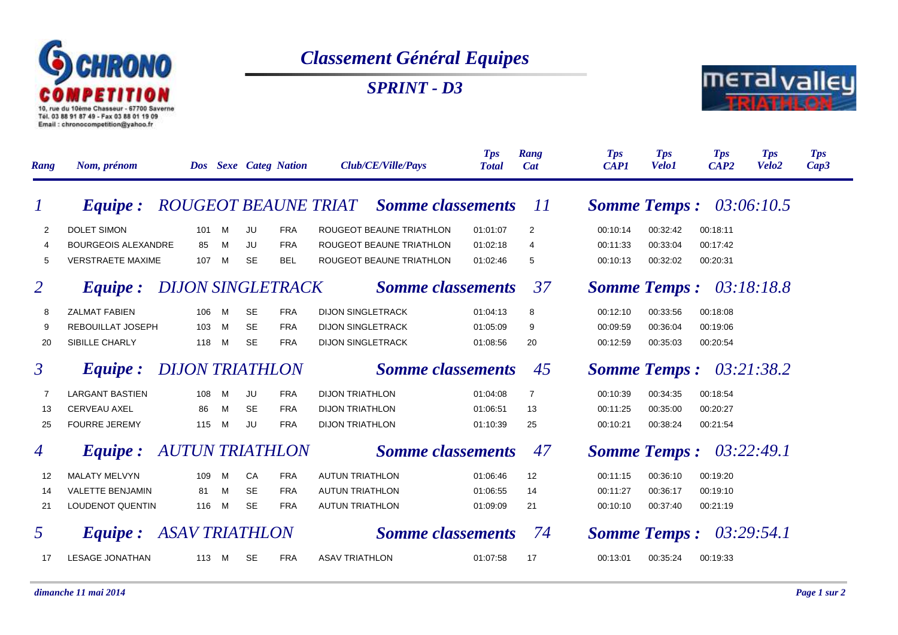CHRONO COMPETITION
10, rue du 10ème Chasseur - 67700 Saverne
Tél. 03 88 91 87 49 - Fax 03 88 01 19 09
Email : chronocompetition@yahoo.fr

# Classement Général Equipes

## SPRINT - D3

metal valley TRIATHLON

| Rang | Nom, prénom | Dos | Sexe | Categ | Nation | Club/CE/Ville/Pays | Tps Total | Rang Cat | Tps CAP1 | Tps Velo1 | Tps CAP2 | Tps Velo2 | Tps Cap3 |
|---|---|---|---|---|---|---|---|---|---|---|---|---|---|
| ***1*** | ***Equipe : ROUGEOT BEAUNE TRIAT*** | | | | | ***Somme classements*** | | ***11*** | ***Somme Temps :*** | | ***03:06:10.5*** | | |
| 2 | DOLET SIMON | 101 | M | JU | FRA | ROUGEOT BEAUNE TRIATHLON | 01:01:07 | 2 | 00:10:14 | 00:32:42 | 00:18:11 | | |
| 4 | BOURGEOIS ALEXANDRE | 85 | M | JU | FRA | ROUGEOT BEAUNE TRIATHLON | 01:02:18 | 4 | 00:11:33 | 00:33:04 | 00:17:42 | | |
| 5 | VERSTRAETE MAXIME | 107 | M | SE | BEL | ROUGEOT BEAUNE TRIATHLON | 01:02:46 | 5 | 00:10:13 | 00:32:02 | 00:20:31 | | |
| ***2*** | ***Equipe : DIJON SINGLETRACK*** | | | | | ***Somme classements*** | | ***37*** | ***Somme Temps :*** | | ***03:18:18.8*** | | |
| 8 | ZALMAT FABIEN | 106 | M | SE | FRA | DIJON SINGLETRACK | 01:04:13 | 8 | 00:12:10 | 00:33:56 | 00:18:08 | | |
| 9 | REBOUILLAT JOSEPH | 103 | M | SE | FRA | DIJON SINGLETRACK | 01:05:09 | 9 | 00:09:59 | 00:36:04 | 00:19:06 | | |
| 20 | SIBILLE CHARLY | 118 | M | SE | FRA | DIJON SINGLETRACK | 01:08:56 | 20 | 00:12:59 | 00:35:03 | 00:20:54 | | |
| ***3*** | ***Equipe : DIJON TRIATHLON*** | | | | | ***Somme classements*** | | ***45*** | ***Somme Temps :*** | | ***03:21:38.2*** | | |
| 7 | LARGANT BASTIEN | 108 | M | JU | FRA | DIJON TRIATHLON | 01:04:08 | 7 | 00:10:39 | 00:34:35 | 00:18:54 | | |
| 13 | CERVEAU AXEL | 86 | M | SE | FRA | DIJON TRIATHLON | 01:06:51 | 13 | 00:11:25 | 00:35:00 | 00:20:27 | | |
| 25 | FOURRE JEREMY | 115 | M | JU | FRA | DIJON TRIATHLON | 01:10:39 | 25 | 00:10:21 | 00:38:24 | 00:21:54 | | |
| ***4*** | ***Equipe : AUTUN TRIATHLON*** | | | | | ***Somme classements*** | | ***47*** | ***Somme Temps :*** | | ***03:22:49.1*** | | |
| 12 | MALATY MELVYN | 109 | M | CA | FRA | AUTUN TRIATHLON | 01:06:46 | 12 | 00:11:15 | 00:36:10 | 00:19:20 | | |
| 14 | VALETTE BENJAMIN | 81 | M | SE | FRA | AUTUN TRIATHLON | 01:06:55 | 14 | 00:11:27 | 00:36:17 | 00:19:10 | | |
| 21 | LOUDENOT QUENTIN | 116 | M | SE | FRA | AUTUN TRIATHLON | 01:09:09 | 21 | 00:10:10 | 00:37:40 | 00:21:19 | | |
| ***5*** | ***Equipe : ASAV TRIATHLON*** | | | | | ***Somme classements*** | | ***74*** | ***Somme Temps :*** | | ***03:29:54.1*** | | |
| 17 | LESAGE JONATHAN | 113 | M | SE | FRA | ASAV TRIATHLON | 01:07:58 | 17 | 00:13:01 | 00:35:24 | 00:19:33 | | |

*dimanche 11 mai 2014*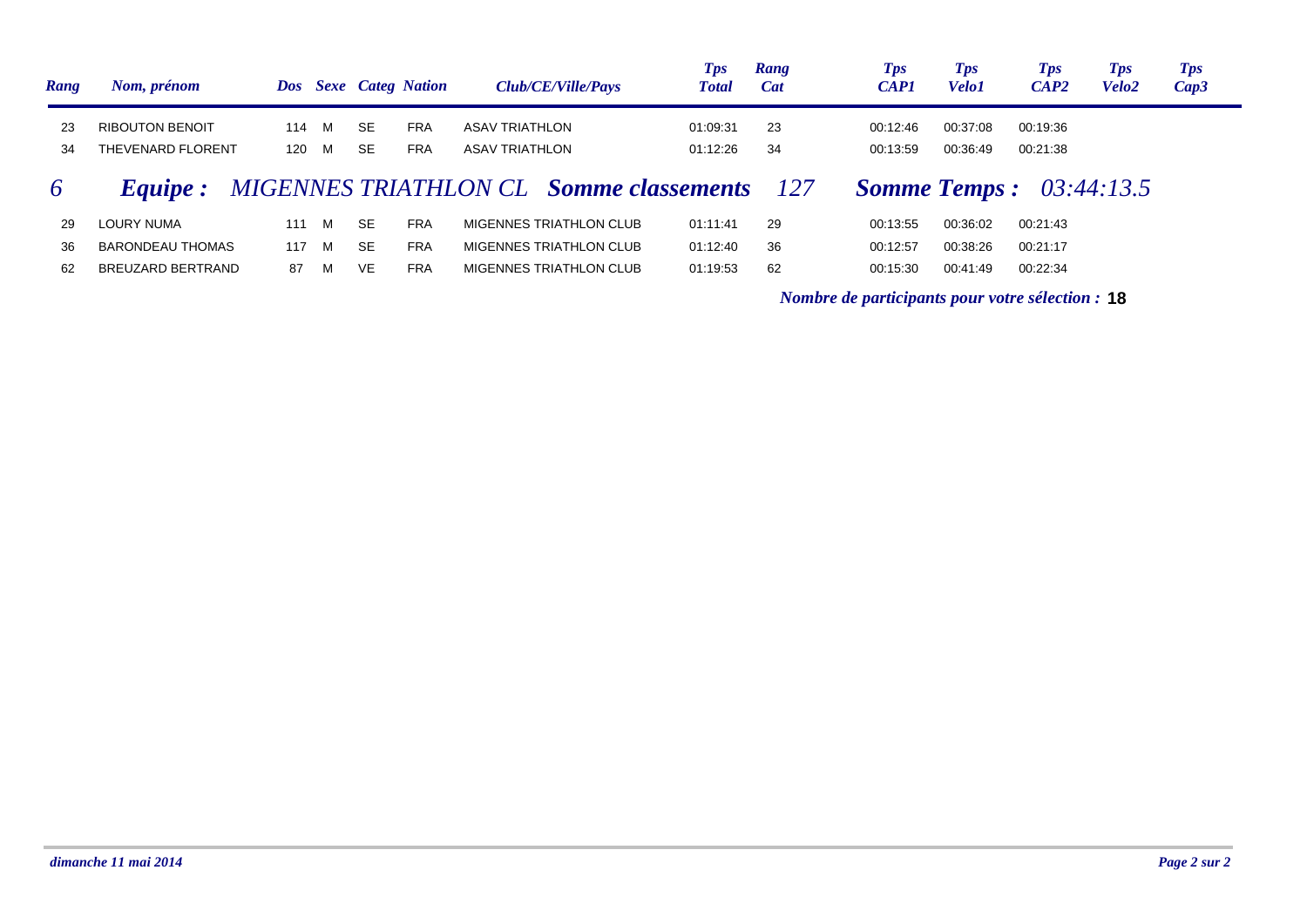| Rang | Nom, prénom | Dos | Sexe | Categ | Nation | Club/CE/Ville/Pays | Tps Total | Rang Cat | Tps CAP1 | Tps Velo1 | Tps CAP2 | Tps Velo2 | Tps Cap3 |
|---|---|---|---|---|---|---|---|---|---|---|---|---|---|
| 23 | RIBOUTON BENOIT | 114 | M | SE | FRA | ASAV TRIATHLON | 01:09:31 | 23 | 00:12:46 | 00:37:08 | 00:19:36 | | |
| 34 | THEVENARD FLORENT | 120 | M | SE | FRA | ASAV TRIATHLON | 01:12:26 | 34 | 00:13:59 | 00:36:49 | 00:21:38 | | |

## *6* ***Equipe :*** *MIGENNES TRIATHLON CL* ***Somme classements*** *127* ***Somme Temps :*** *03:44:13.5*

| Rang | Nom, prénom | Dos | Sexe | Categ | Nation | Club/CE/Ville/Pays | Tps Total | Rang Cat | Tps CAP1 | Tps Velo1 | Tps CAP2 | Tps Velo2 | Tps Cap3 |
|---|---|---|---|---|---|---|---|---|---|---|---|---|---|
| 29 | LOURY NUMA | 111 | M | SE | FRA | MIGENNES TRIATHLON CLUB | 01:11:41 | 29 | 00:13:55 | 00:36:02 | 00:21:43 | | |
| 36 | BARONDEAU THOMAS | 117 | M | SE | FRA | MIGENNES TRIATHLON CLUB | 01:12:40 | 36 | 00:12:57 | 00:38:26 | 00:21:17 | | |
| 62 | BREUZARD BERTRAND | 87 | M | VE | FRA | MIGENNES TRIATHLON CLUB | 01:19:53 | 62 | 00:15:30 | 00:41:49 | 00:22:34 | | |

***Nombre de participants pour votre sélection :*** **18**

*dimanche 11 mai 2014*